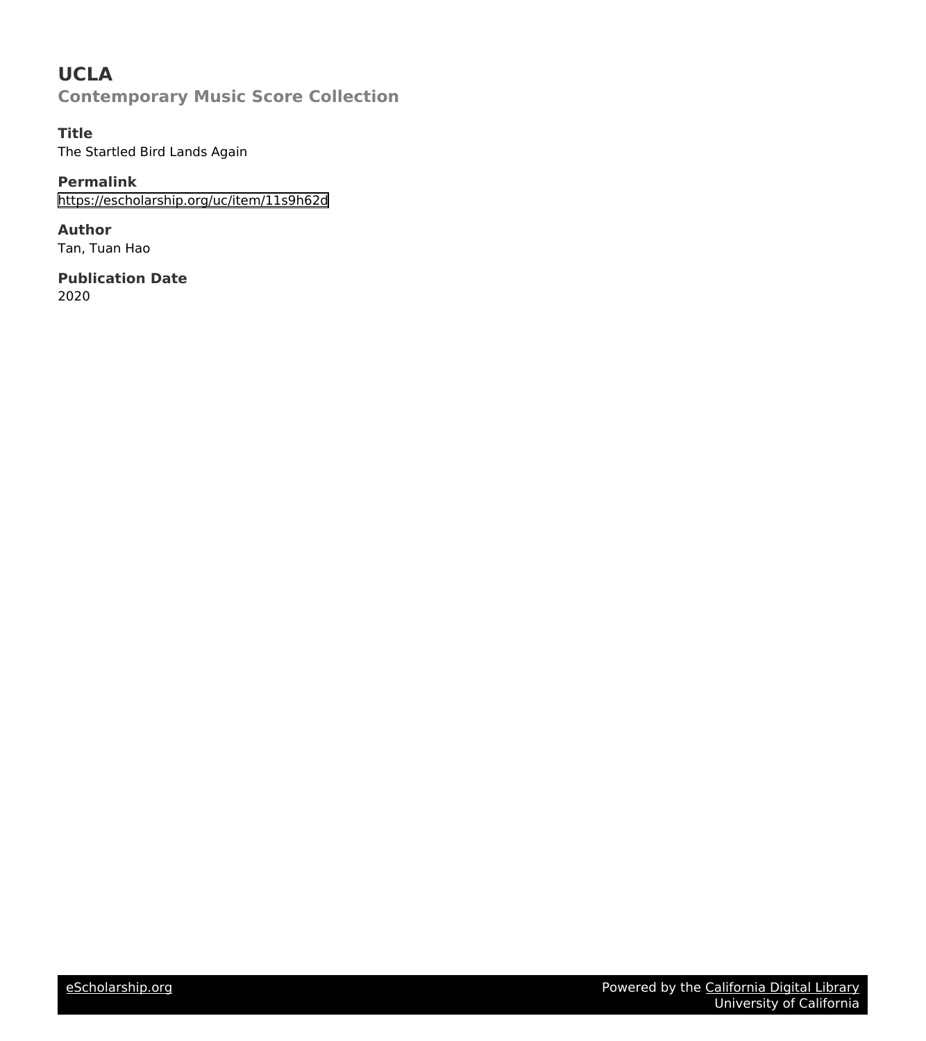# UCLA

## Contemporary Music Score Collection

**Title**
The Startled Bird Lands Again

**Permalink**
https://escholarship.org/uc/item/11s9h62d

**Author**
Tan, Tuan Hao

**Publication Date**
2020

eScholarship.org    Powered by the California Digital Library
University of California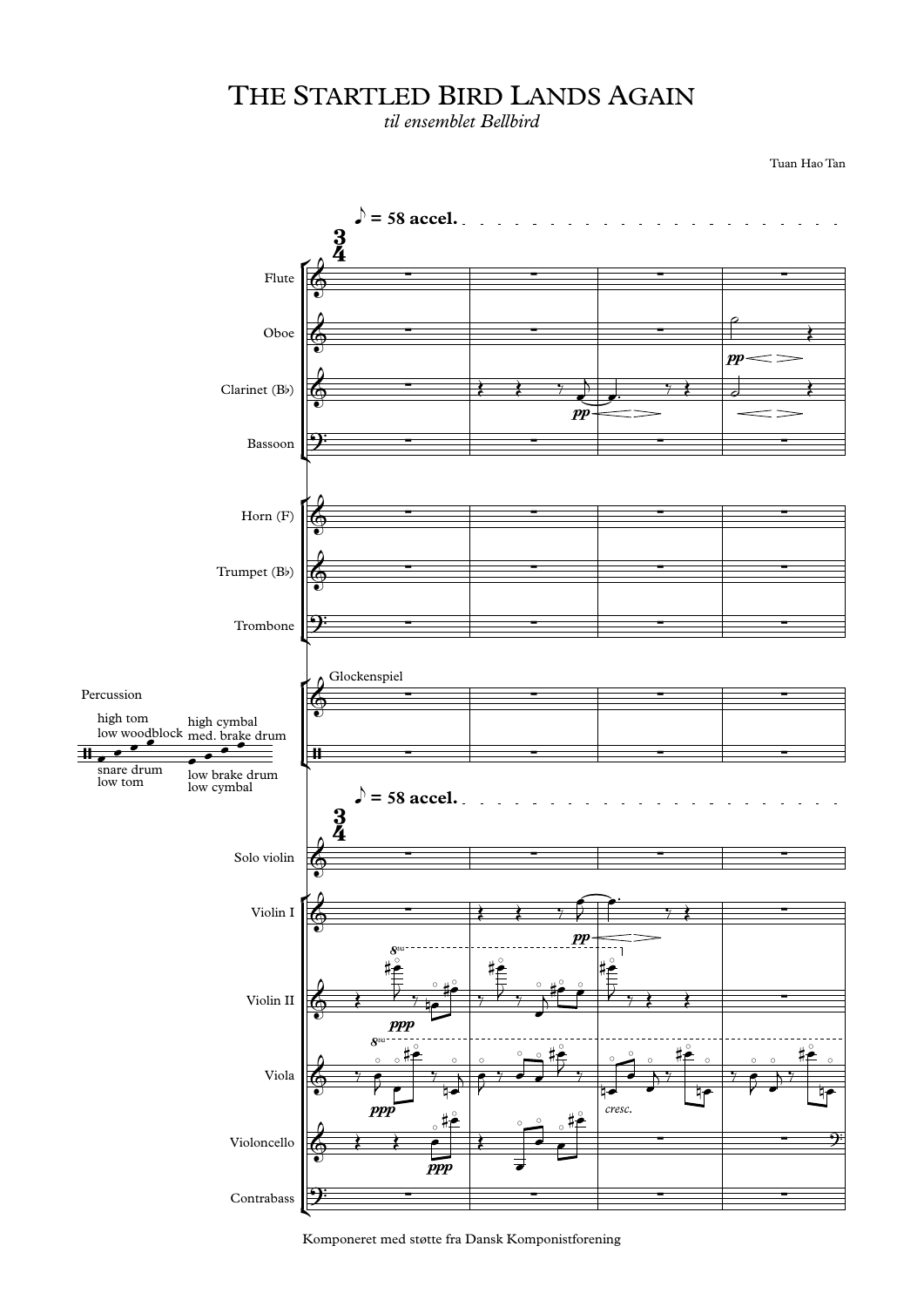# The Startled Bird Lands Again

*til ensemblet Bellbird*

Tuan Hao Tan

♪ = 58 accel.

Flute

Oboe

Clarinet (B♭)

Bassoon

Horn (F)

Trumpet (B♭)

Trombone

Percussion

Glockenspiel

high tom
low woodblock
snare drum
low tom

high cymbal
med. brake drum
low brake drum
low cymbal

♪ = 58 accel.

Solo violin

Violin I

Violin II

Viola

Violoncello

Contrabass

Komponeret med støtte fra Dansk Komponistforening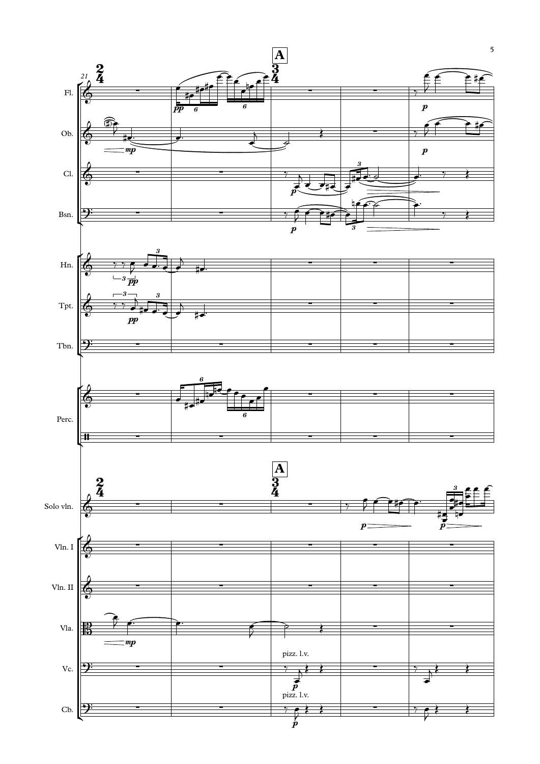**A**

Fl.

Ob.

Cl.

Bsn.

Hn.

Tpt.

Tbn.

Perc.

Solo vln.

Vln. I

Vln. II

Vla.

Vc. — pizz. l.v.

Cb. — pizz. l.v.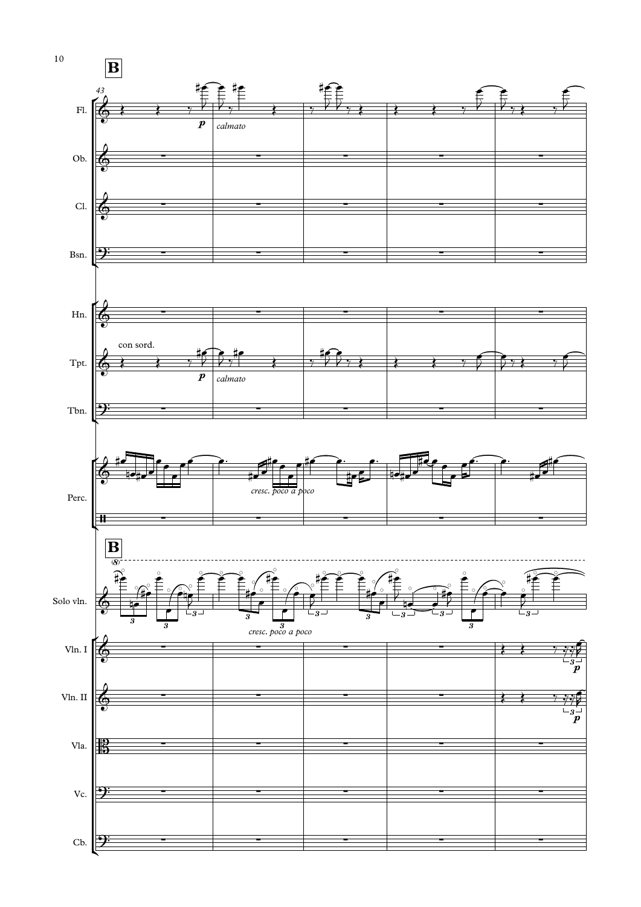**B**

43

Fl. — *p* — *calmato*

Ob.

Cl.

Bsn.

Hn.

Tpt. — con sord. — *p* — *calmato*

Tbn.

Perc. — *cresc. poco a poco*

**B**

Solo vln. — *cresc. poco a poco*

Vln. I — *p*

Vln. II — *p*

Vla.

Vc.

Cb.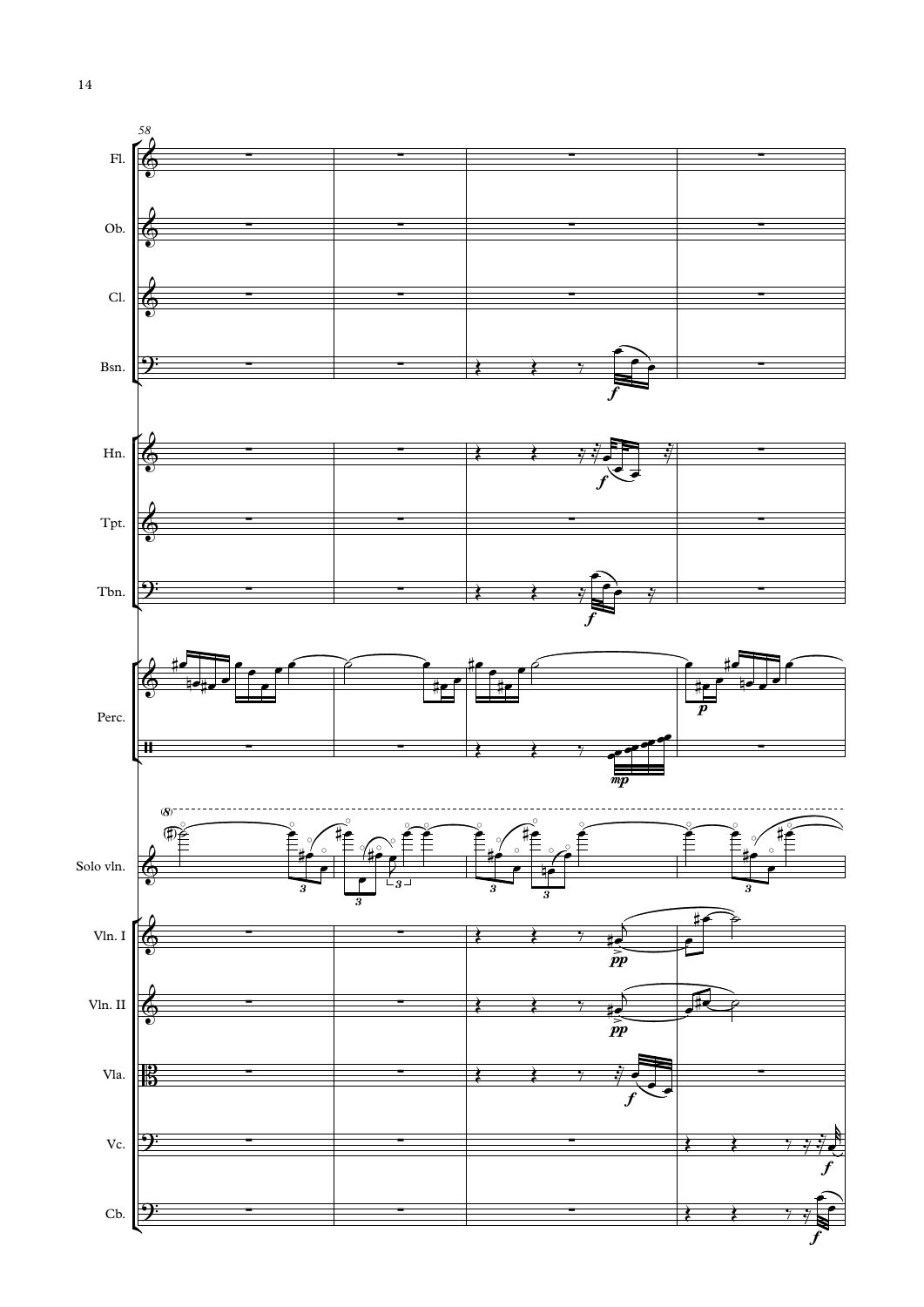58

Fl.

Ob.

Cl.

Bsn.

Hn.

Tpt.

Tbn.

Perc.

Solo vln.

Vln. I

Vln. II

Vla.

Vc.

Cb.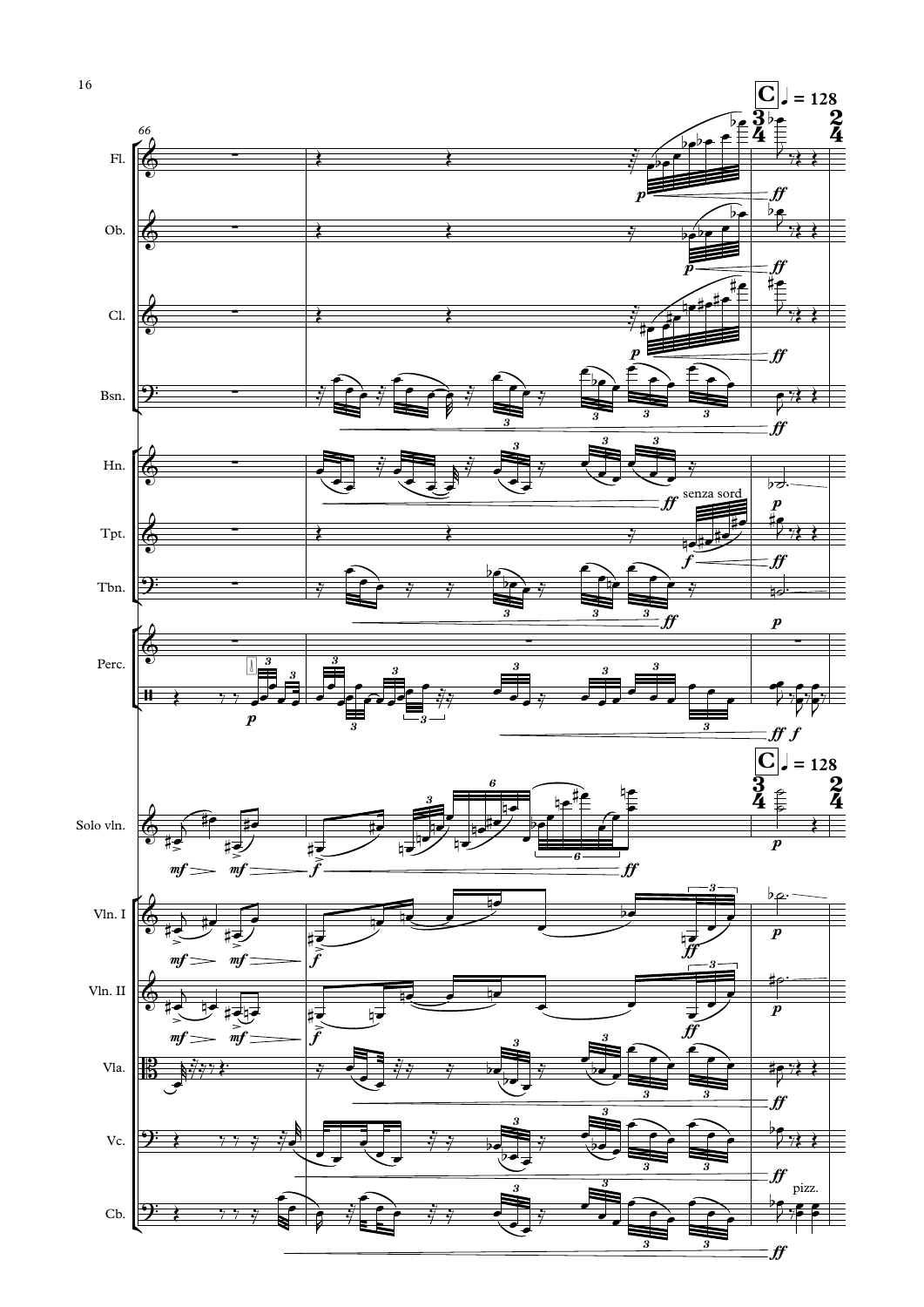**C** ♩ = 128

Fl.

Ob.

Cl.

Bsn.

Hn.

Tpt.

senza sord

Tbn.

Perc.

Solo vln.

Vln. I

Vln. II

Vla.

Vc.

Cb.

pizz.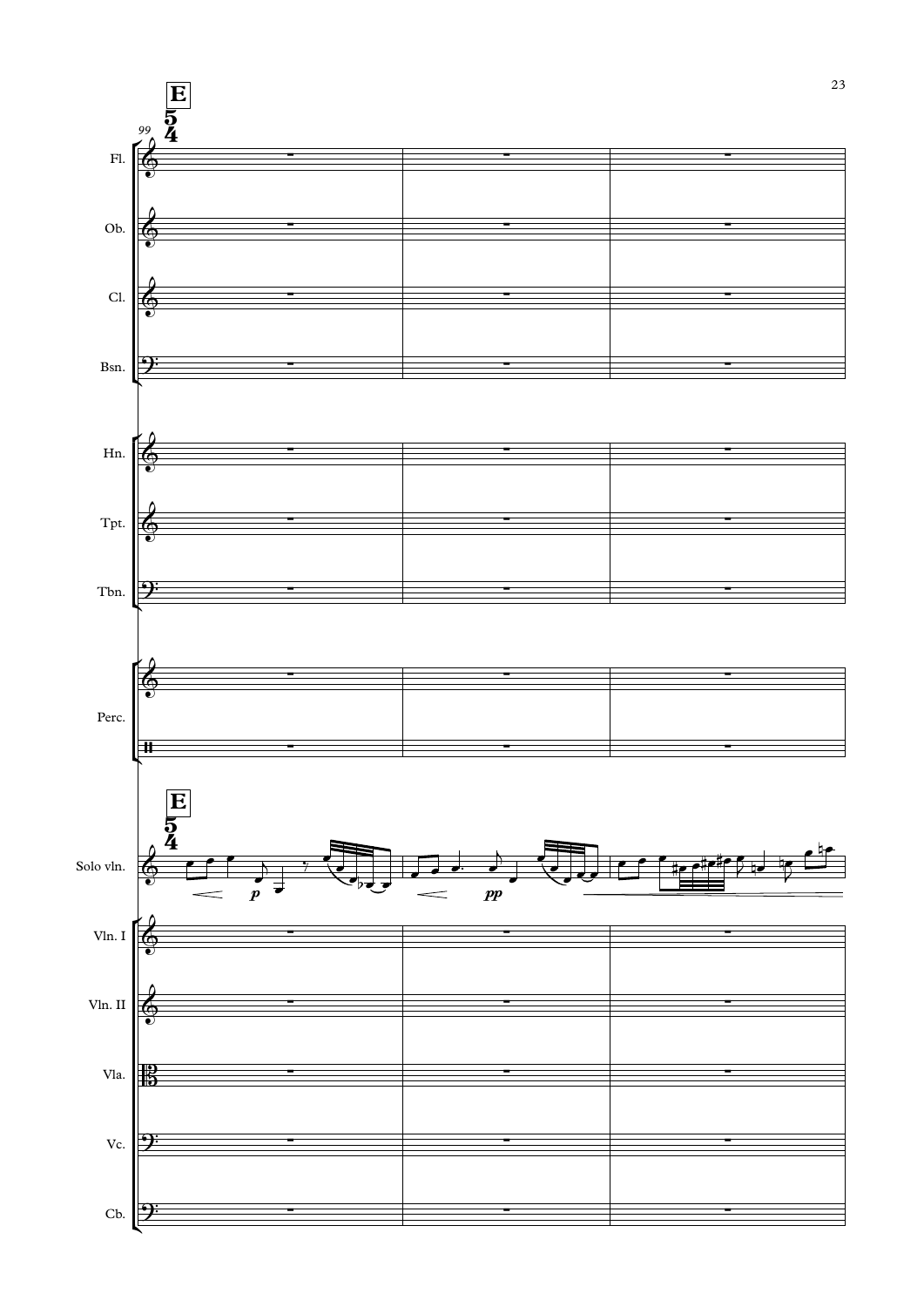**E**

99

Fl.

Ob.

Cl.

Bsn.

Hn.

Tpt.

Tbn.

Perc.

**E**

Solo vln.

*p*

*pp*

Vln. I

Vln. II

Vla.

Vc.

Cb.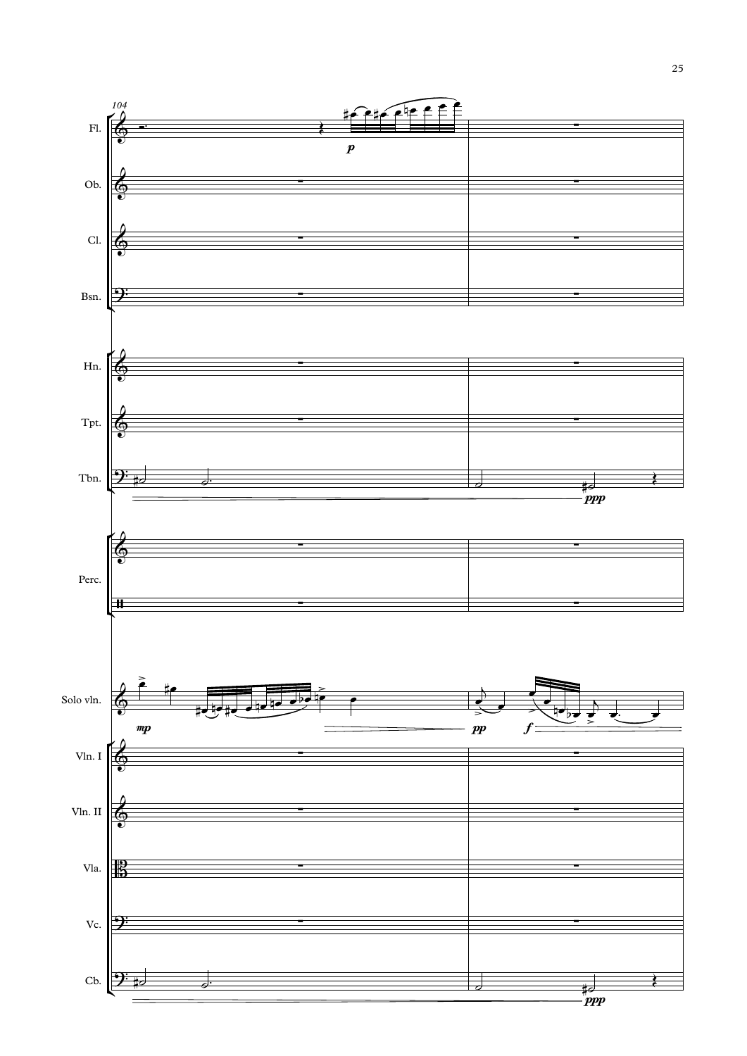104

Fl.

Ob.

Cl.

Bsn.

Hn.

Tpt.

Tbn.

Perc.

Solo vln.

Vln. I

Vln. II

Vla.

Vc.

Cb.

*p*

*ppp*

*mp*

*pp*

*f*

*ppp*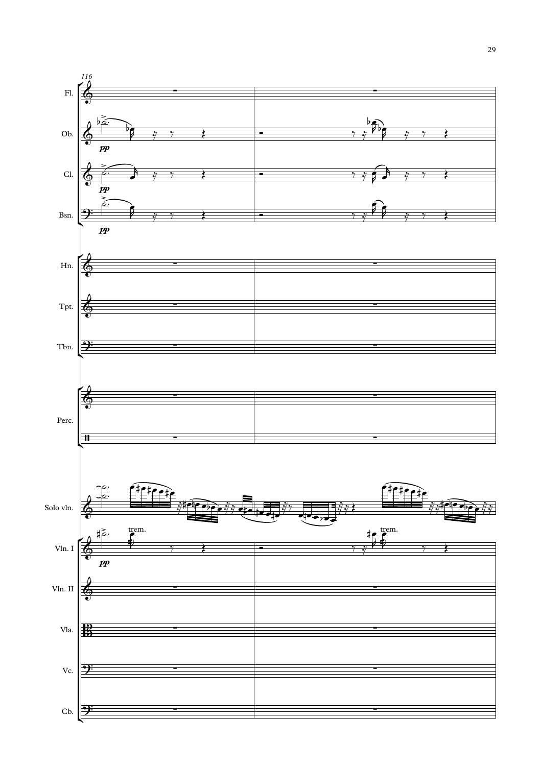116

Fl.

Ob.

*pp*

Cl.

*pp*

Bsn.

*pp*

Hn.

Tpt.

Tbn.

Perc.

Solo vln.

trem.

trem.

Vln. I

*pp*

Vln. II

Vla.

Vc.

Cb.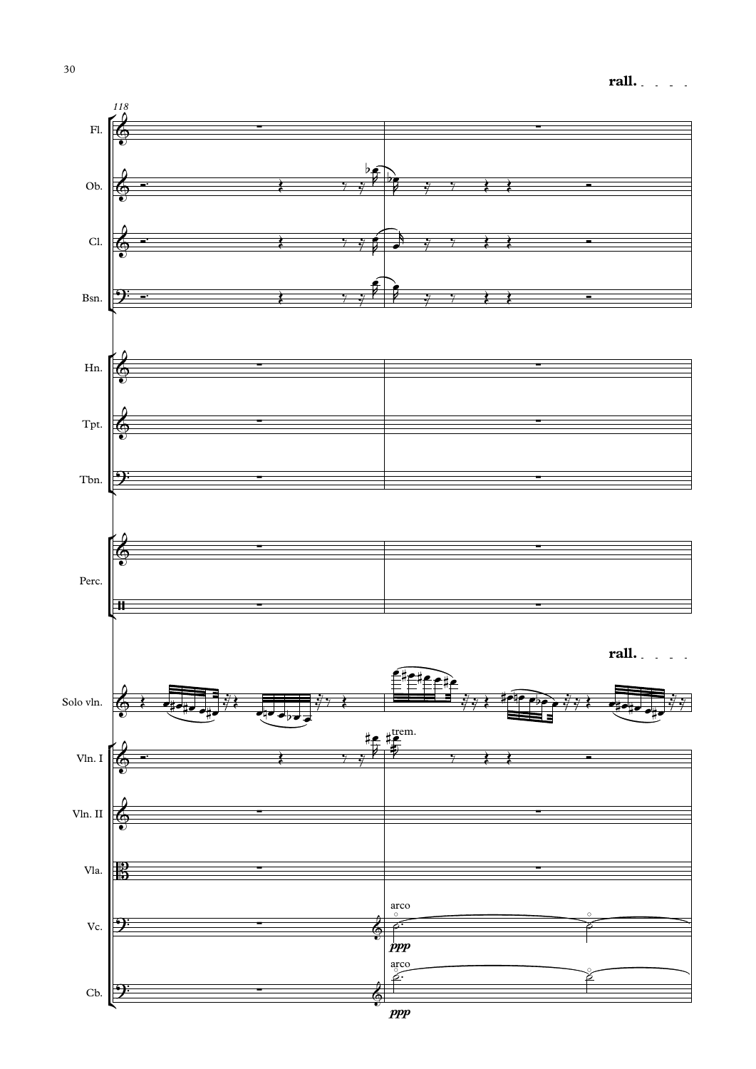rall.

118

Fl.

Ob.

Cl.

Bsn.

Hn.

Tpt.

Tbn.

Perc.

rall.

Solo vln.

trem.

Vln. I

Vln. II

Vla.

arco

Vc.

*ppp*

arco

Cb.

*ppp*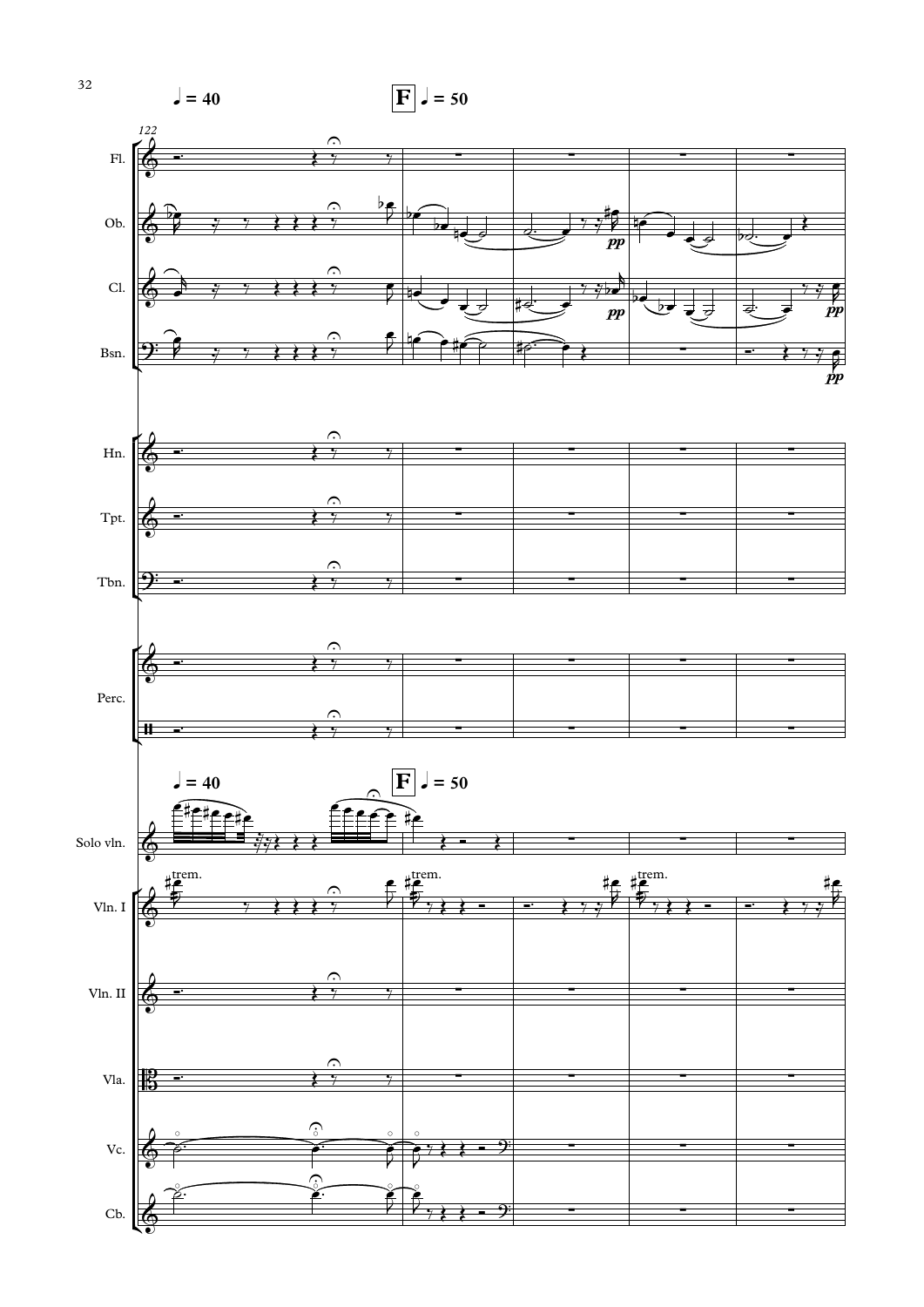♩ = 40

**F** ♩ = 50

122

Fl.

Ob.

Cl.

Bsn.

Hn.

Tpt.

Tbn.

Perc.

♩ = 40

**F** ♩ = 50

Solo vln.

Vln. I

Vln. II

Vla.

Vc.

Cb.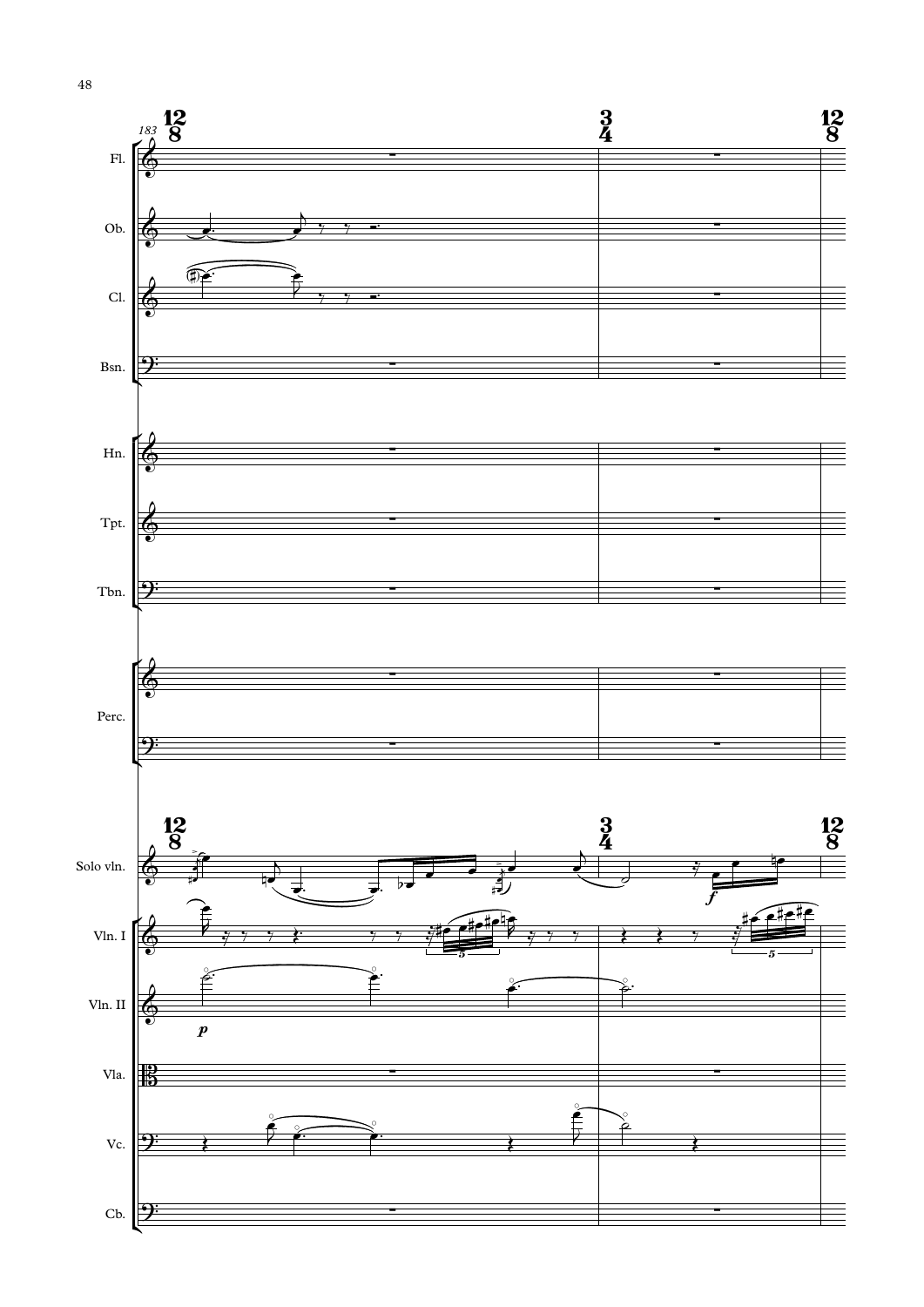183

Fl.

Ob.

Cl.

Bsn.

Hn.

Tpt.

Tbn.

Perc.

Solo vln.

Vln. I

Vln. II

Vla.

Vc.

Cb.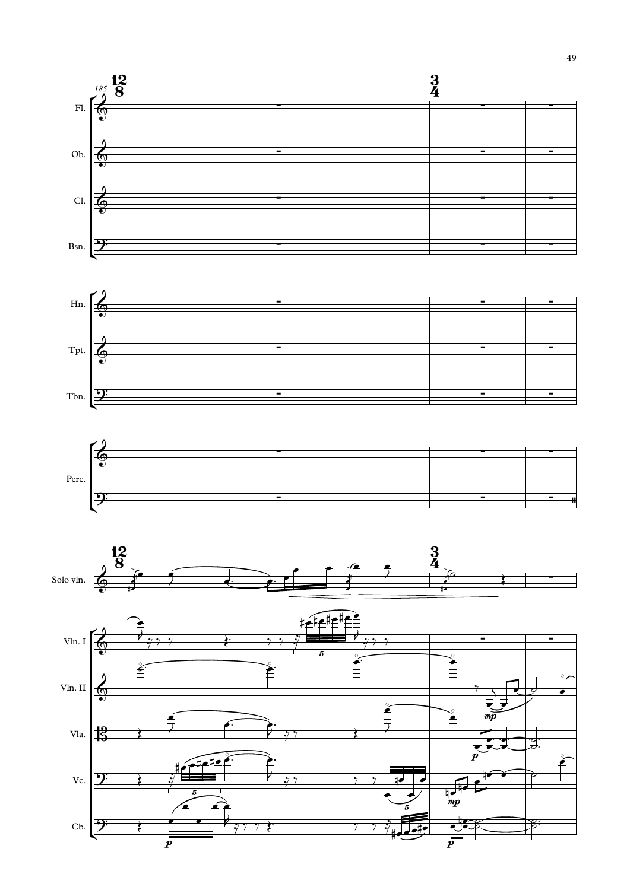Fl.

Ob.

Cl.

Bsn.

Hn.

Tpt.

Tbn.

Perc.

Solo vln.

Vln. I

Vln. II

Vla.

Vc.

Cb.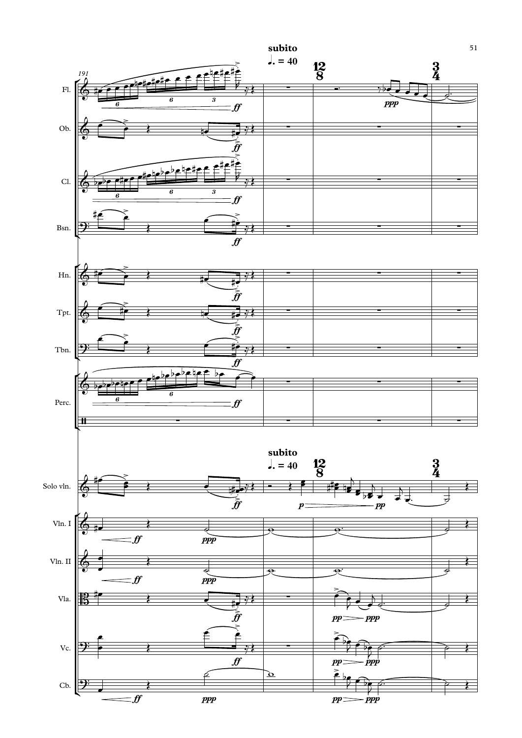**subito**

♩. = 40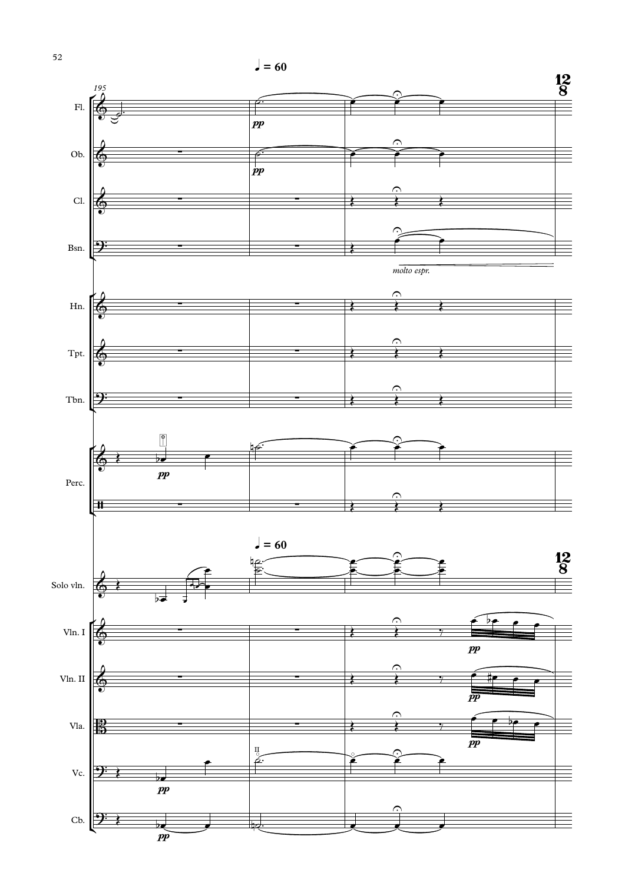♩ = 60

195

Fl.

Ob.

Cl.

Bsn.

*molto espr.*

Hn.

Tpt.

Tbn.

Perc.

Solo vln.

Vln. I

Vln. II

Vla.

Vc.

Cb.

*pp*

12/8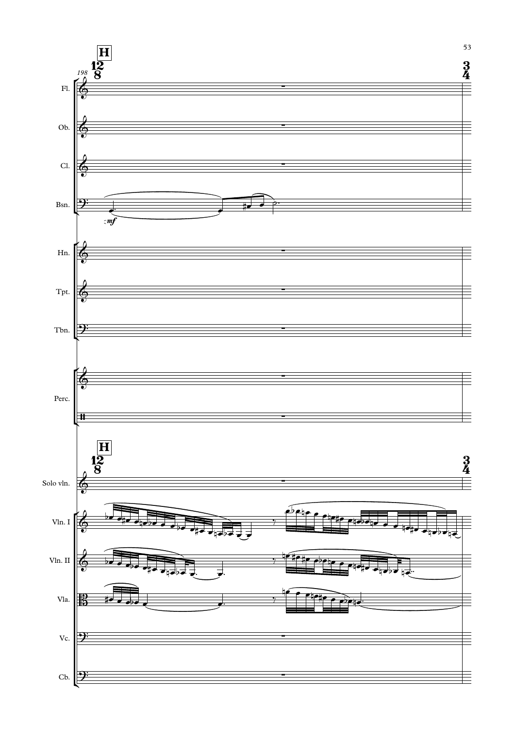**H**

198

Fl.

Ob.

Cl.

Bsn.

*mf*

Hn.

Tpt.

Tbn.

Perc.

**H**

Solo vln.

Vln. I

Vln. II

Vla.

Vc.

Cb.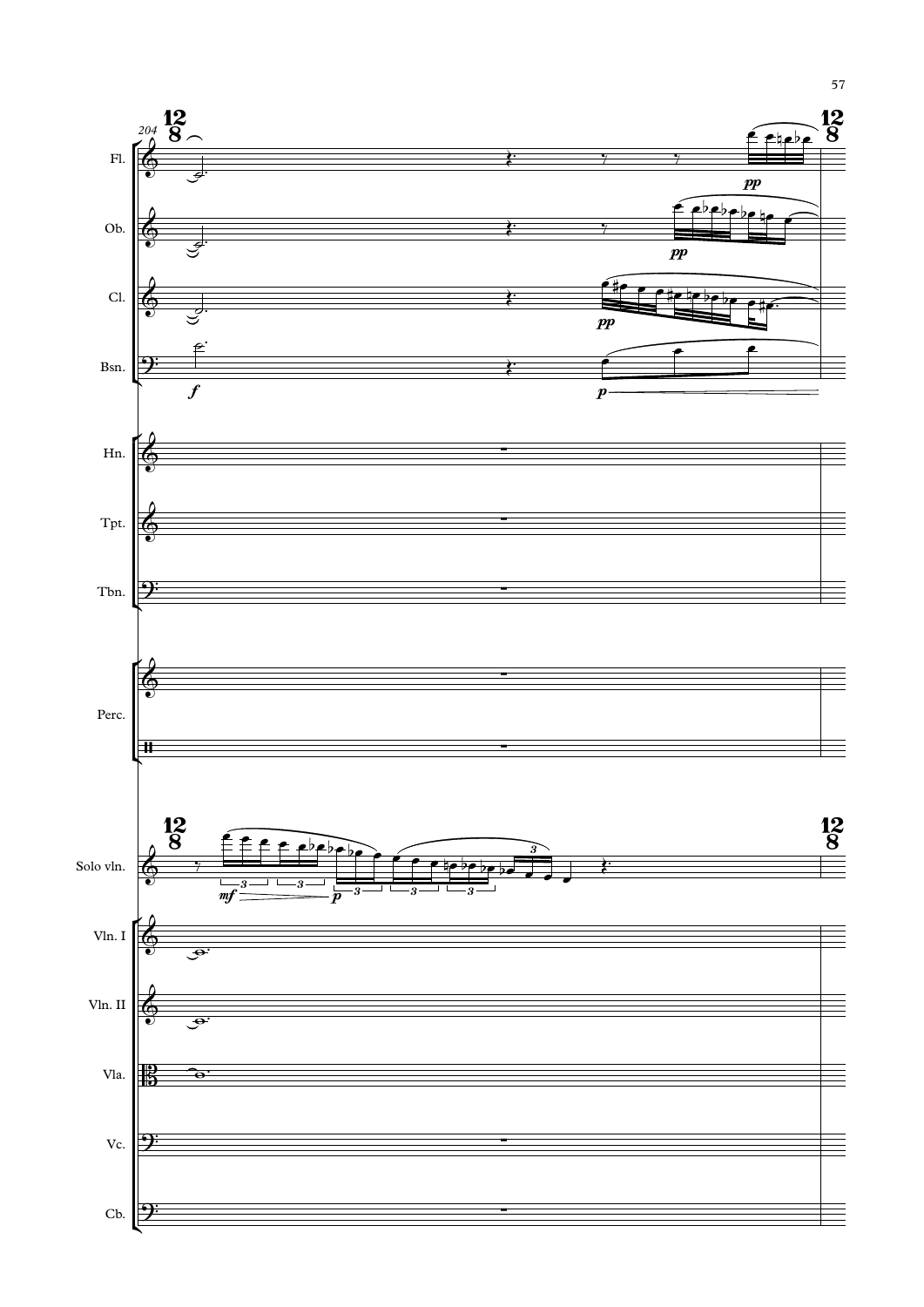204

Fl.

Ob.

Cl.

Bsn.

Hn.

Tpt.

Tbn.

Perc.

Solo vln.

Vln. I

Vln. II

Vla.

Vc.

Cb.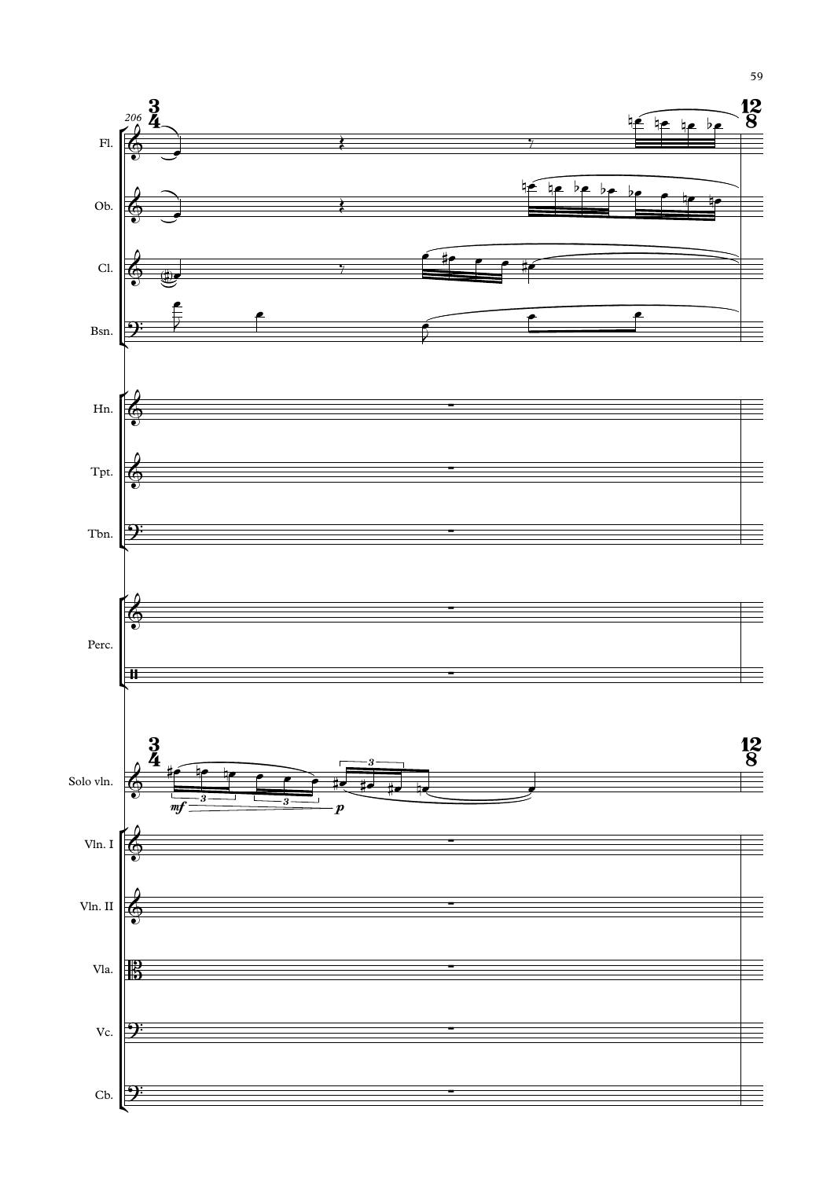206

Fl.

Ob.

Cl.

Bsn.

Hn.

Tpt.

Tbn.

Perc.

Solo vln.

*mf* *p*

Vln. I

Vln. II

Vla.

Vc.

Cb.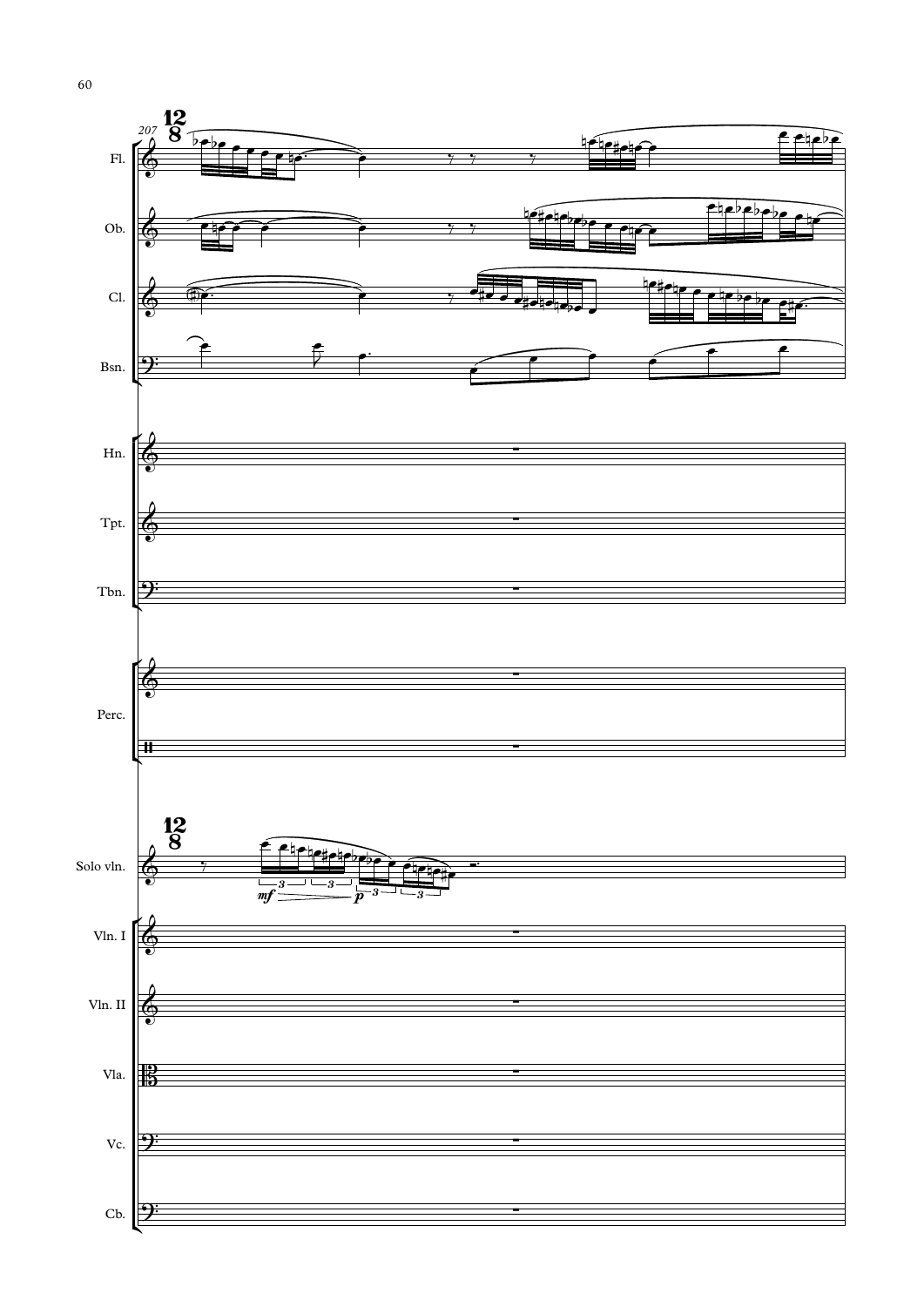207

12/8

Fl.

Ob.

Cl.

Bsn.

Hn.

Tpt.

Tbn.

Perc.

12/8

Solo vln.

*mf* *p*

Vln. I

Vln. II

Vla.

Vc.

Cb.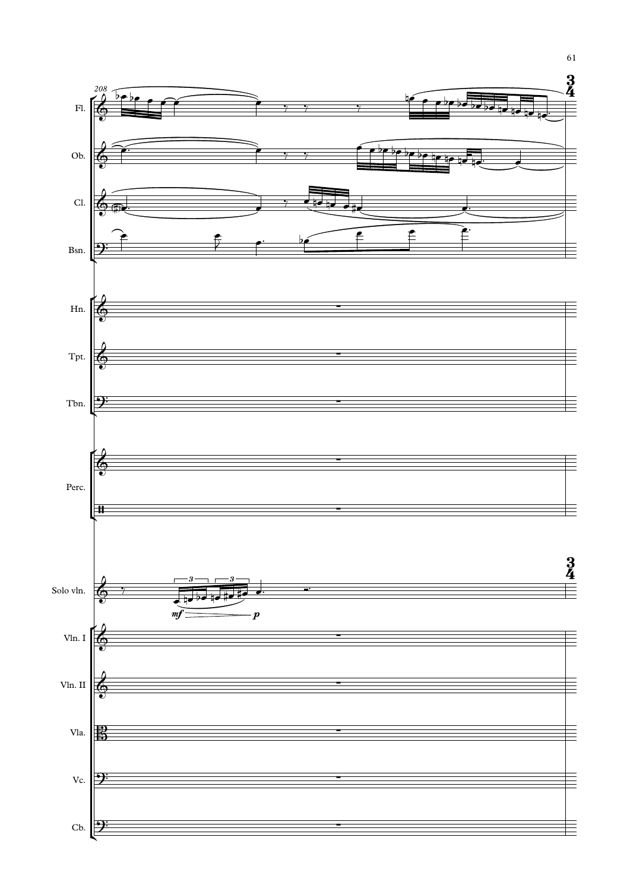208

Fl.

Ob.

Cl.

Bsn.

Hn.

Tpt.

Tbn.

Perc.

Solo vln.

*mf* *p*

Vln. I

Vln. II

Vla.

Vc.

Cb.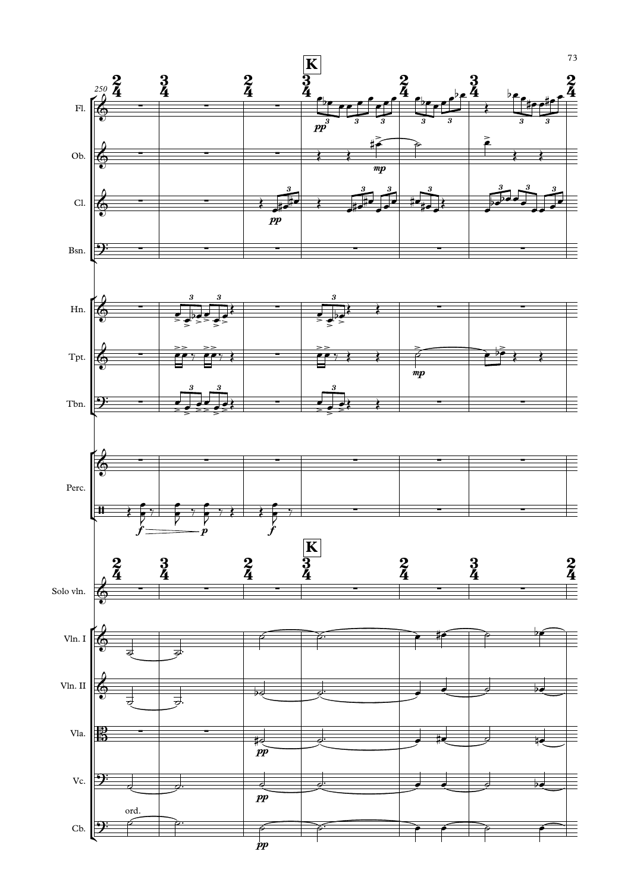**K**

Fl.

Ob.

Cl.

Bsn.

Hn.

Tpt.

Tbn.

Perc.

Solo vln.

Vln. I

Vln. II

Vla.

Vc.

Cb.

ord.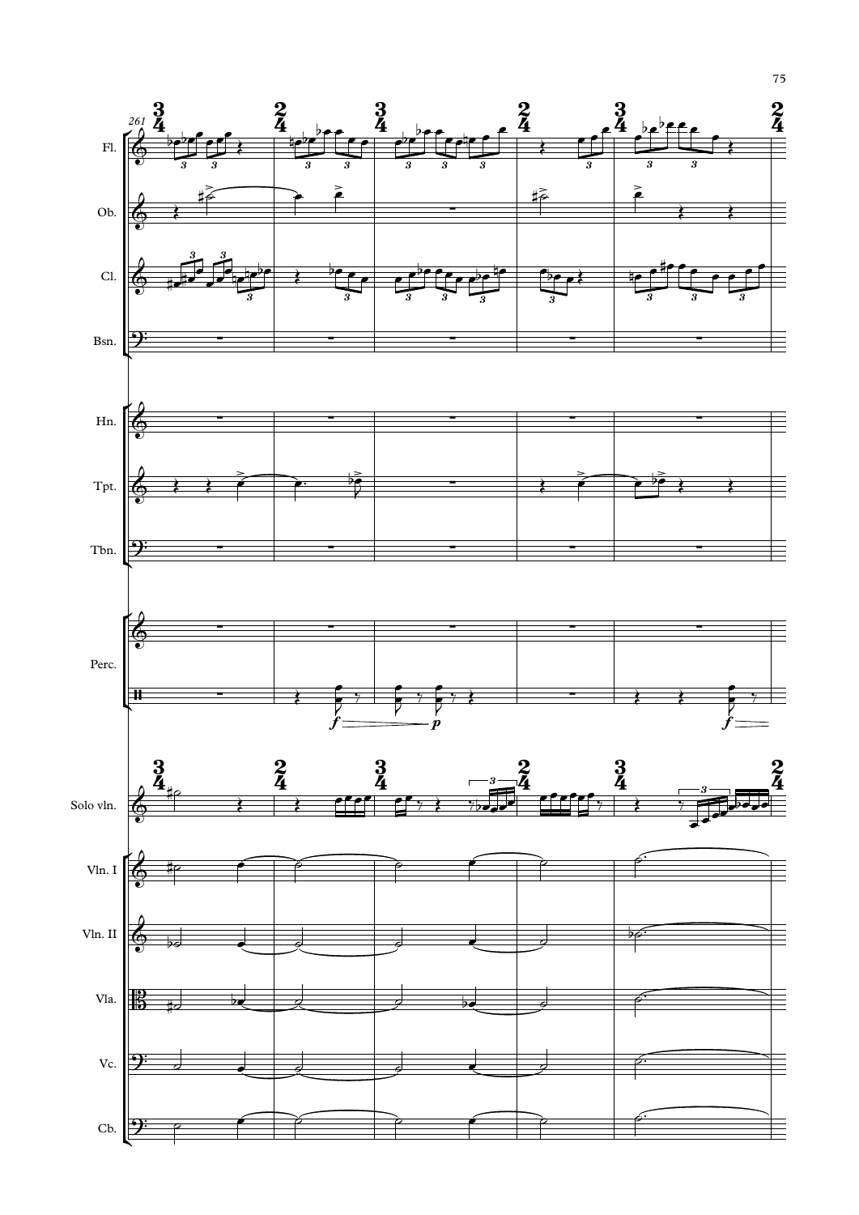261

Fl.

Ob.

Cl.

Bsn.

Hn.

Tpt.

Tbn.

Perc.

Solo vln.

Vln. I

Vln. II

Vla.

Vc.

Cb.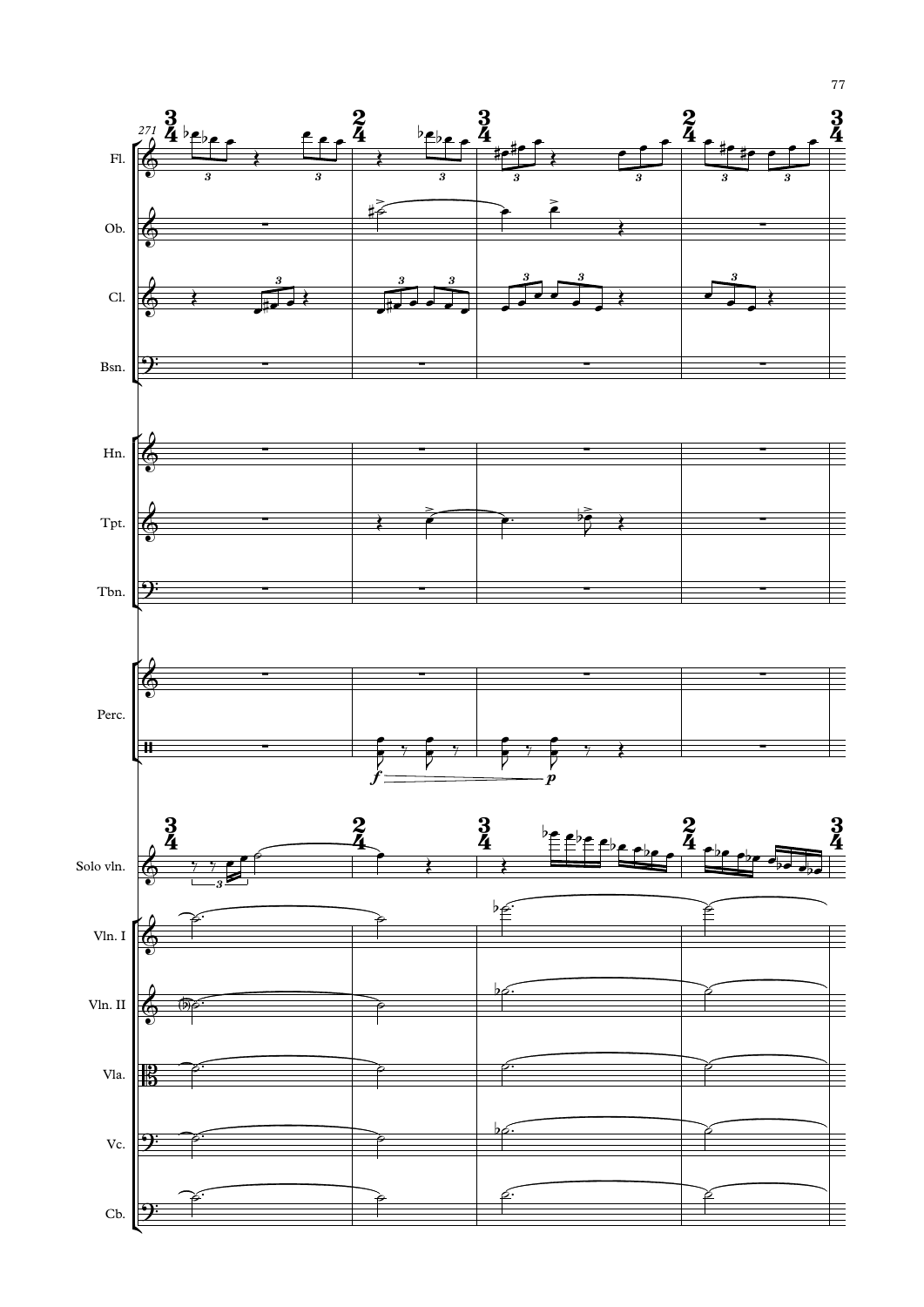271

Fl.

Ob.

Cl.

Bsn.

Hn.

Tpt.

Tbn.

Perc.

*f* *p*

Solo vln.

Vln. I

Vln. II

Vla.

Vc.

Cb.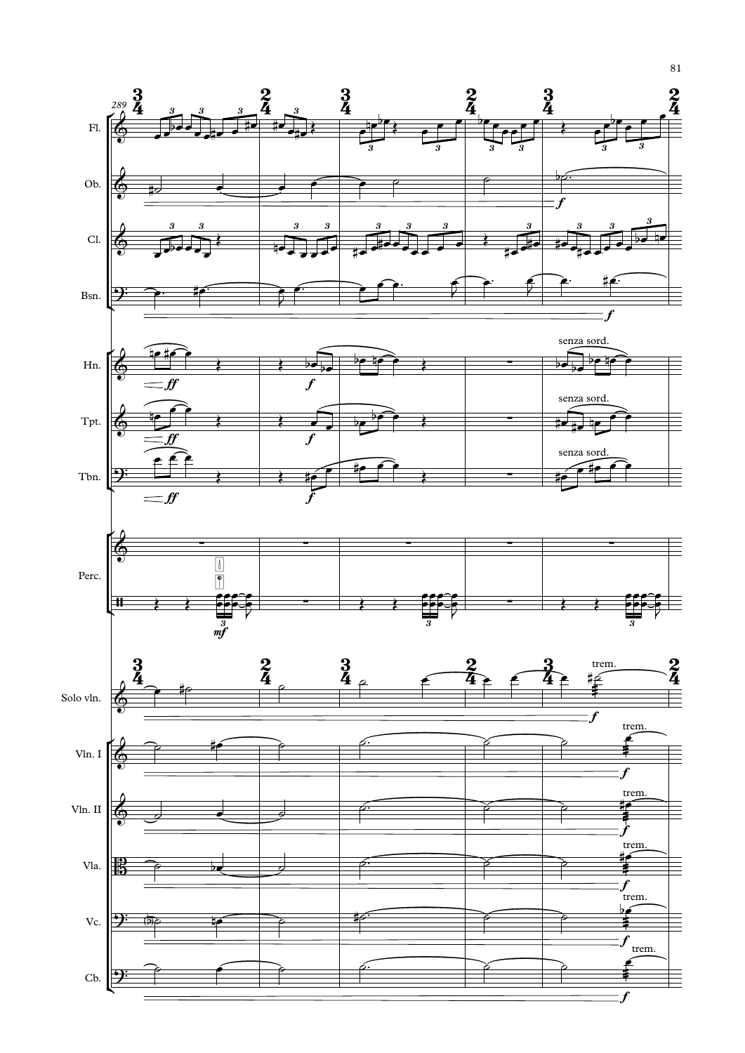289

Fl.

Ob.

Cl.

Bsn.

Hn.

Tpt.

Tbn.

Perc.

Solo vln.

Vln. I

Vln. II

Vla.

Vc.

Cb.

*ff* *f* *mf*

senza sord.

trem.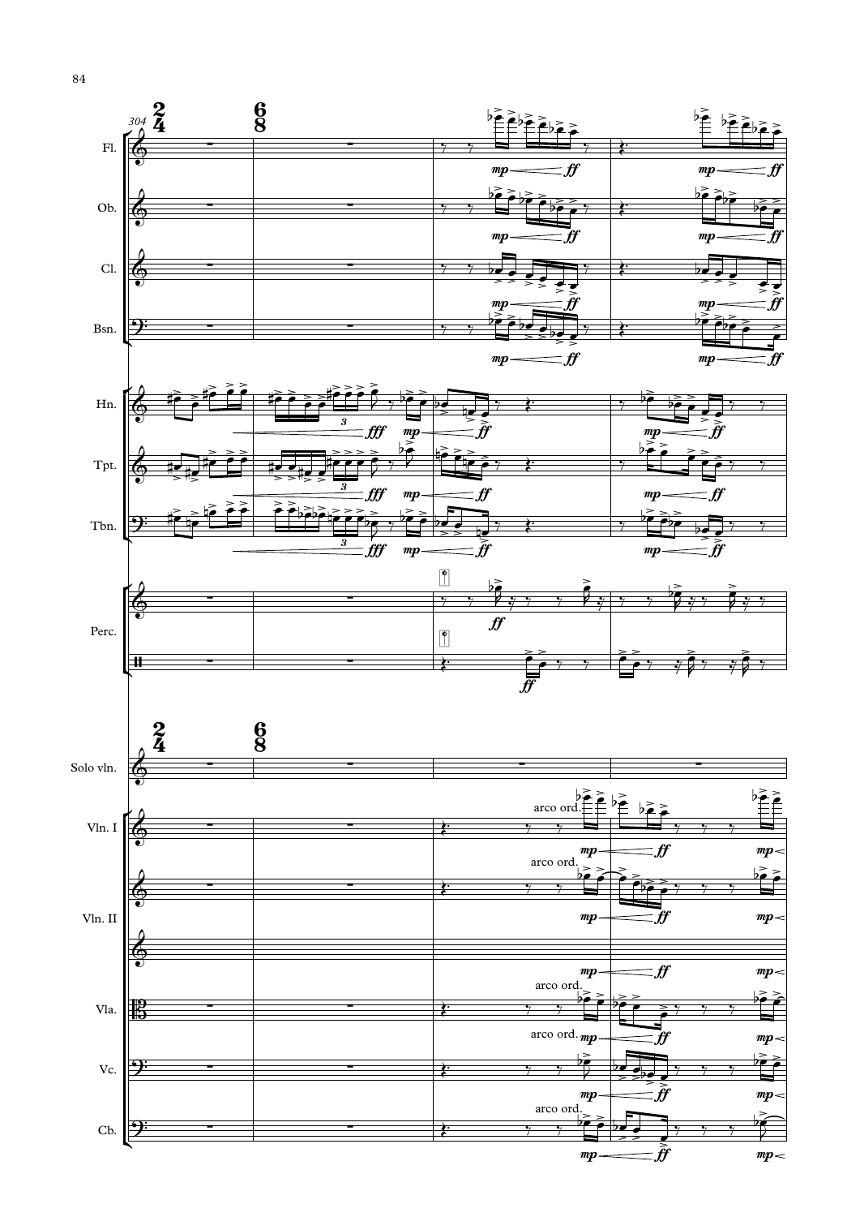304

Fl.

Ob.

Cl.

Bsn.

Hn.

Tpt.

Tbn.

Perc.

Solo vln.

Vln. I

Vln. II

Vla.

Vc.

Cb.

arco ord.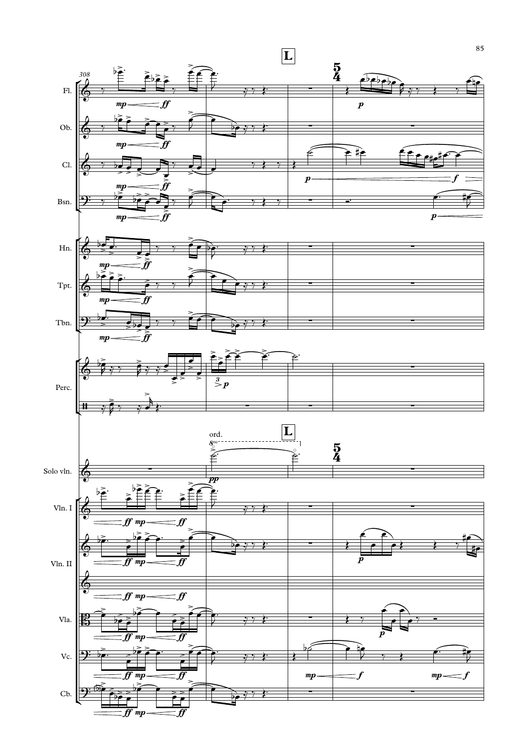**L**

308

Fl.

Ob.

Cl.

Bsn.

Hn.

Tpt.

Tbn.

Perc.

Solo vln.

ord.

Vln. I

Vln. II

Vla.

Vc.

Cb.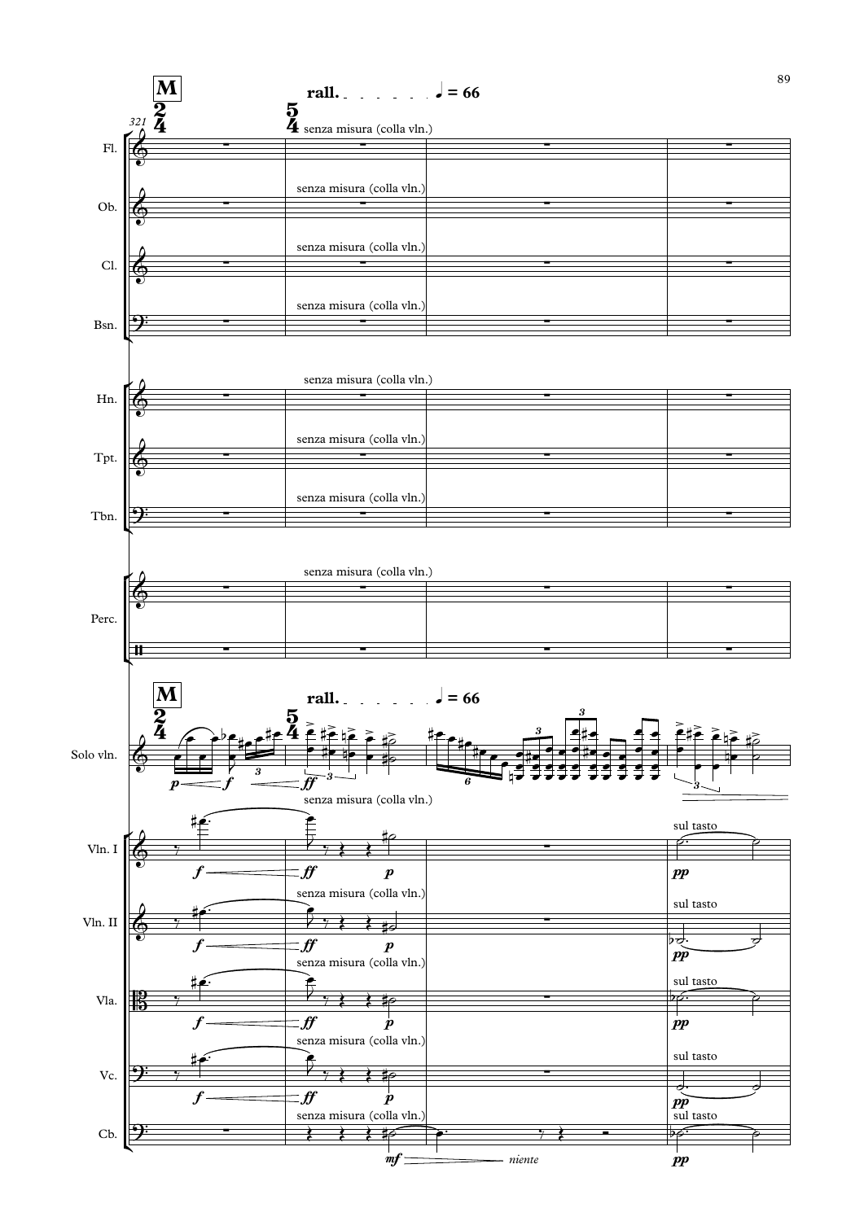**M**

rall. ♩ = 66

senza misura (colla vln.)

Fl.

Ob.

Cl.

Bsn.

Hn.

Tpt.

Tbn.

Perc.

Solo vln.

Vln. I

Vln. II

Vla.

Vc.

Cb.

*p* *f* *ff* *p* *mf* *niente* *pp*

sul tasto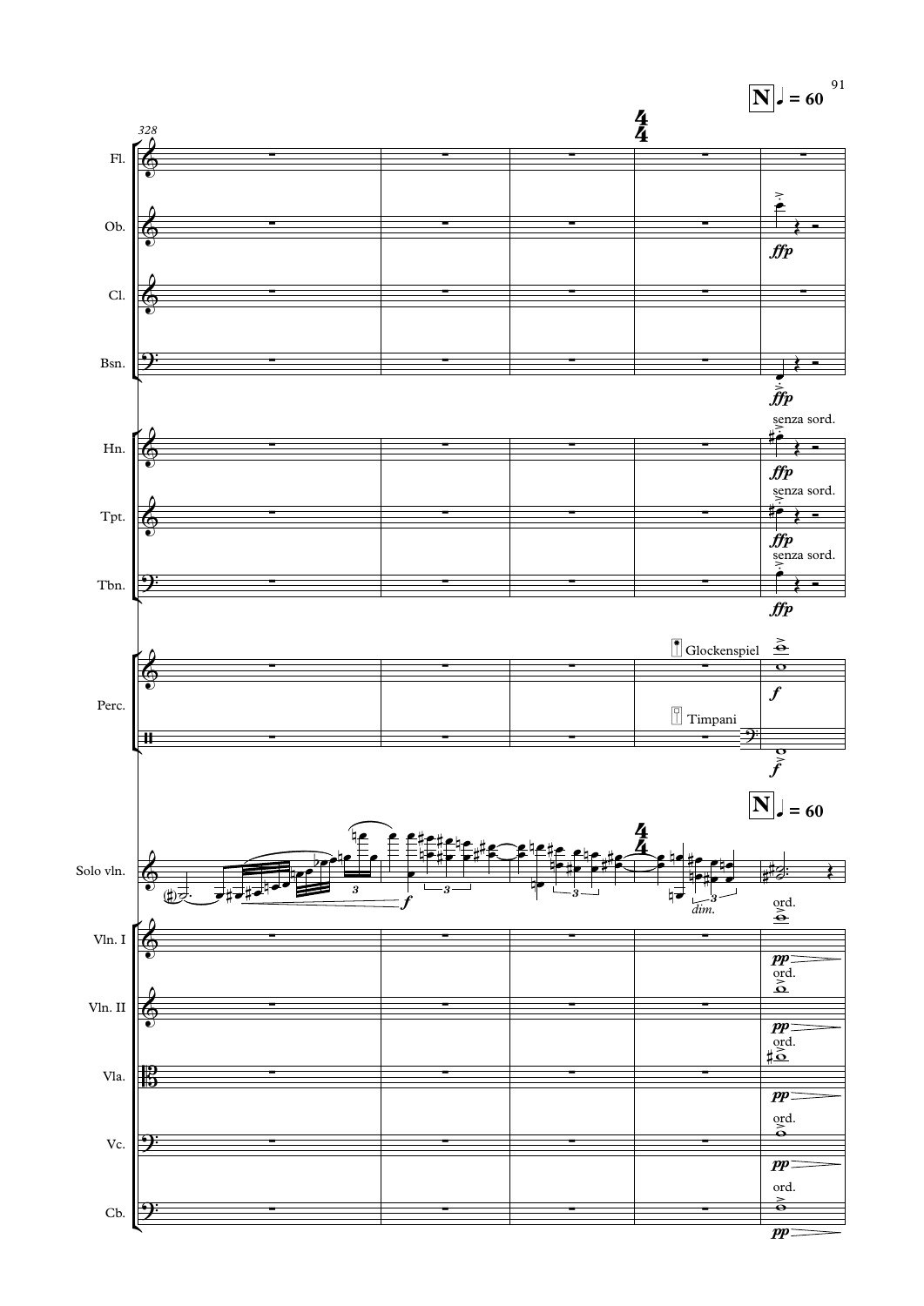N ♩ = 60

328

Fl.

Ob. — *ffp*

Cl.

Bsn. — *ffp*

Hn. — senza sord. — *ffp*

Tpt. — senza sord. — *ffp*

Tbn. — senza sord. — *ffp*

Perc. — Glockenspiel — *f* — Timpani — *f*

N ♩ = 60

Solo vln. — *f* — *dim.*

Vln. I — ord. — *pp*

Vln. II — ord. — *pp*

Vla. — ord. — *pp*

Vc. — ord. — *pp*

Cb. — ord. — *pp*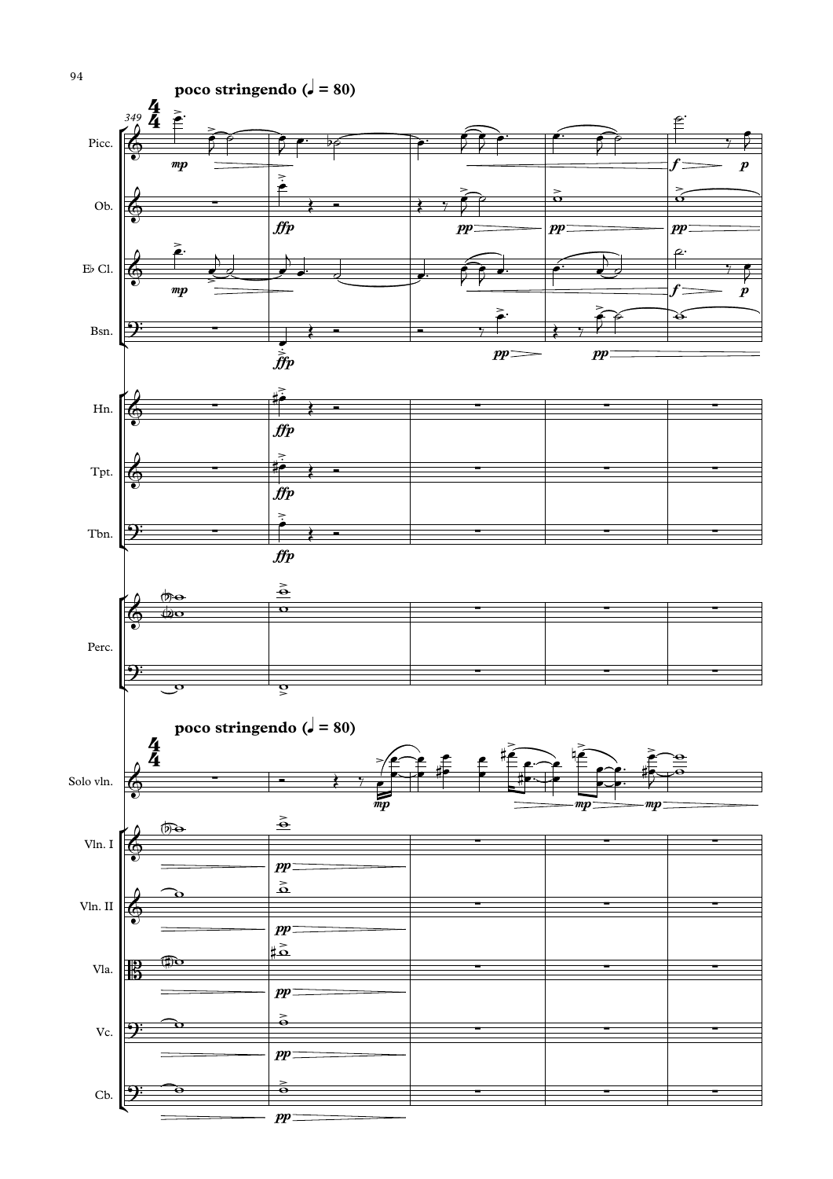**poco stringendo (♩ = 80)**

349

Picc.

Ob.

E♭ Cl.

Bsn.

Hn.

Tpt.

Tbn.

Perc.

**poco stringendo (♩ = 80)**

Solo vln.

Vln. I

Vln. II

Vla.

Vc.

Cb.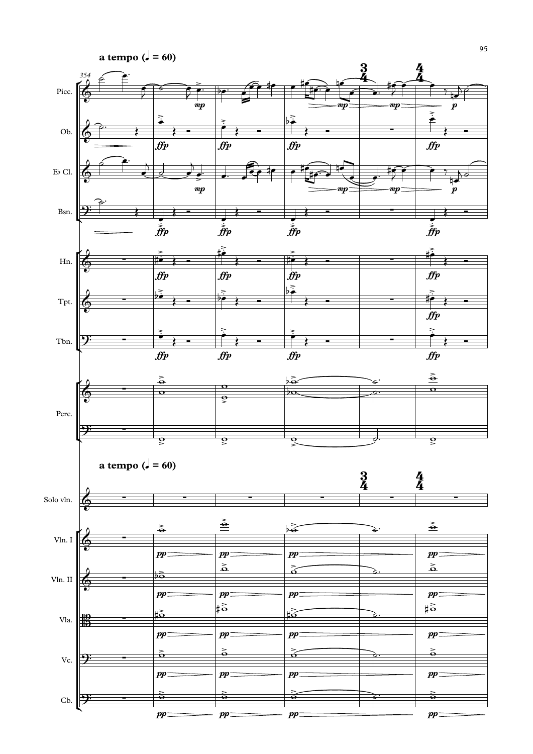**a tempo (♩ = 60)**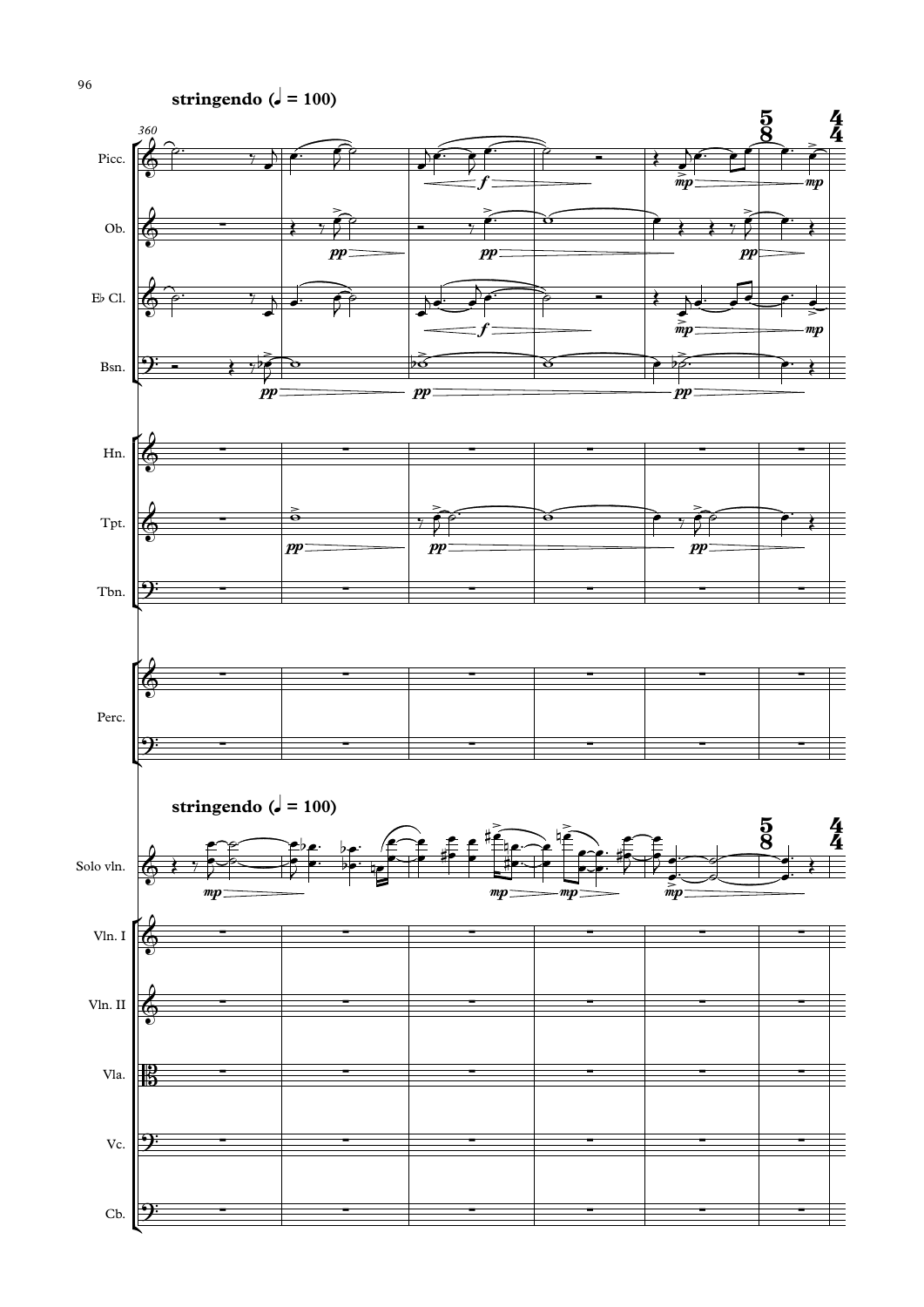**stringendo (♩ = 100)**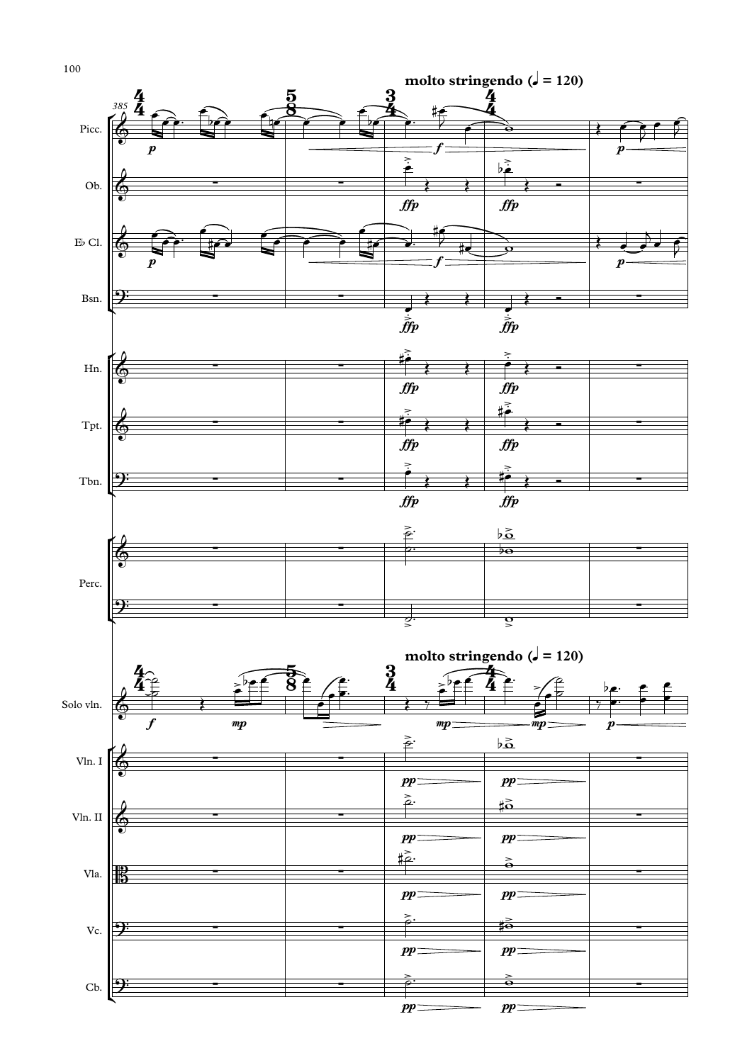**molto stringendo (♩ = 120)**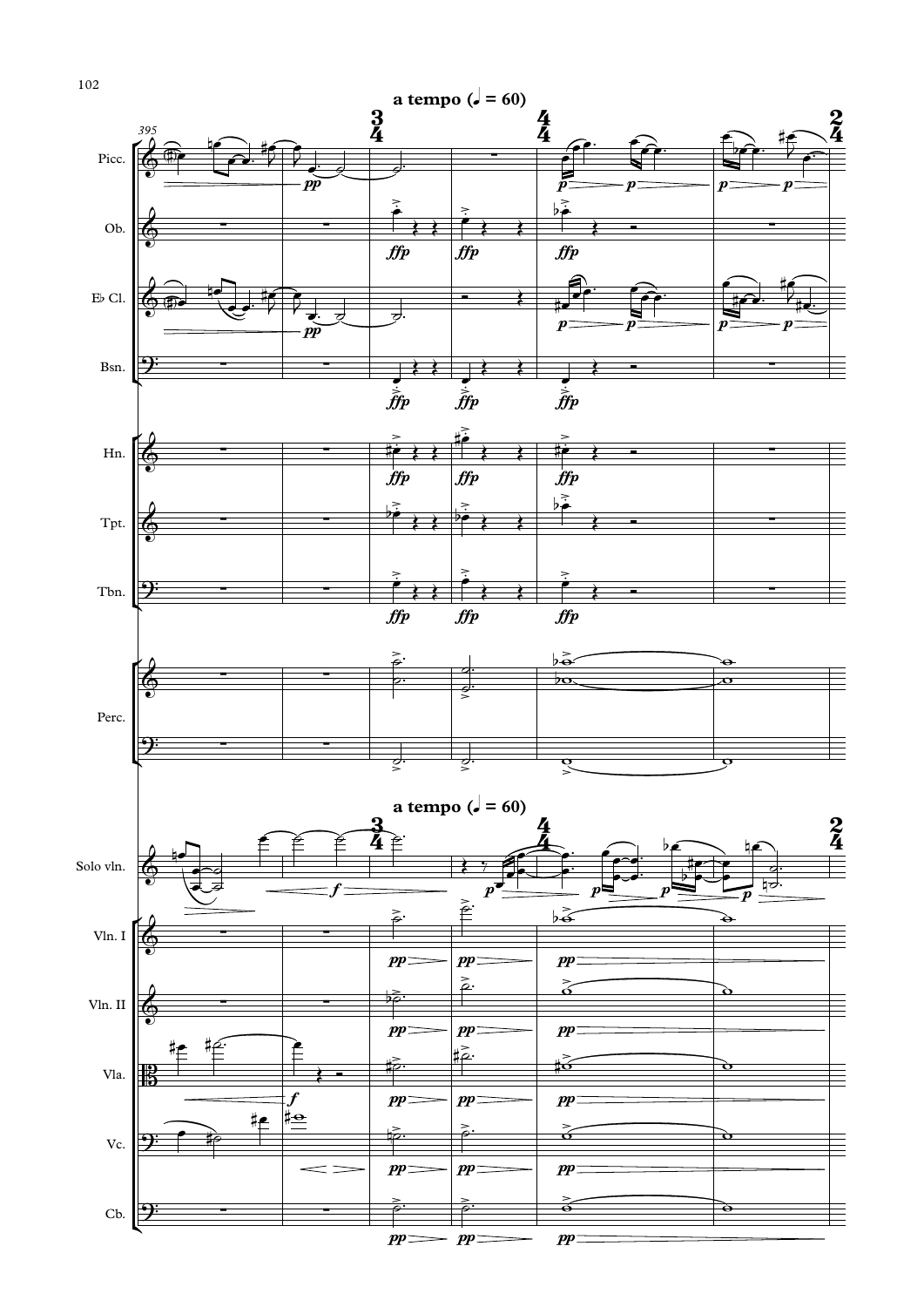**a tempo (♩ = 60)**

Picc.

Ob.

E♭ Cl.

Bsn.

Hn.

Tpt.

Tbn.

Perc.

Solo vln.

Vln. I

Vln. II

Vla.

Vc.

Cb.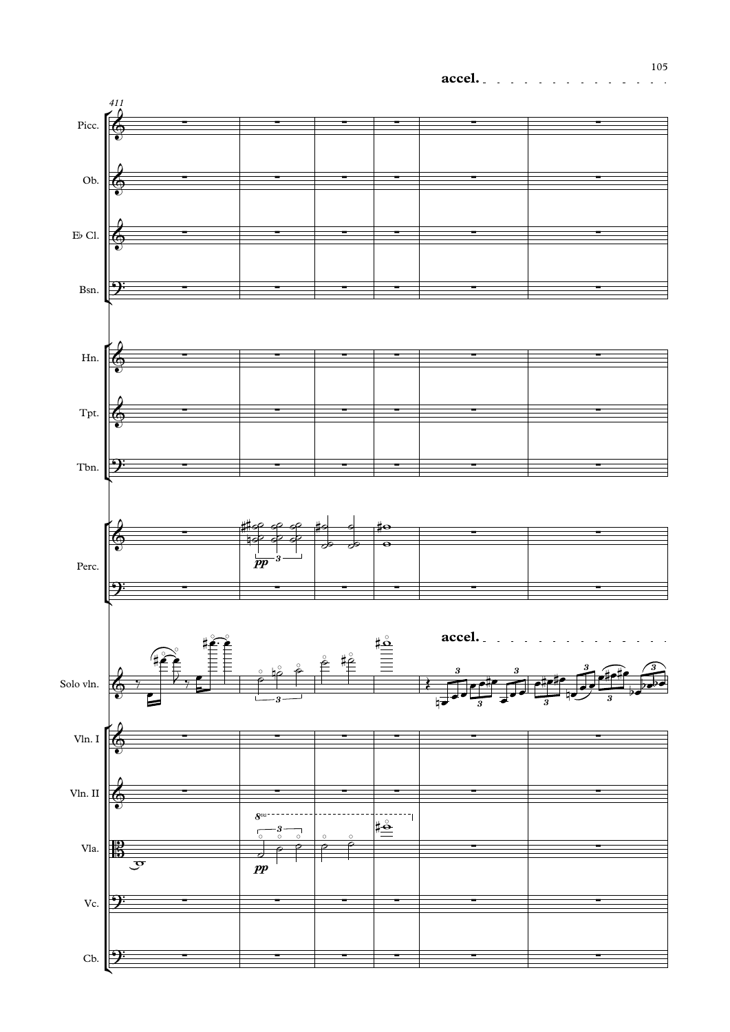accel.

411

Picc.

Ob.

E♭ Cl.

Bsn.

Hn.

Tpt.

Tbn.

Perc.

*pp*

accel.

Solo vln.

Vln. I

Vln. II

Vla.

*pp*

Vc.

Cb.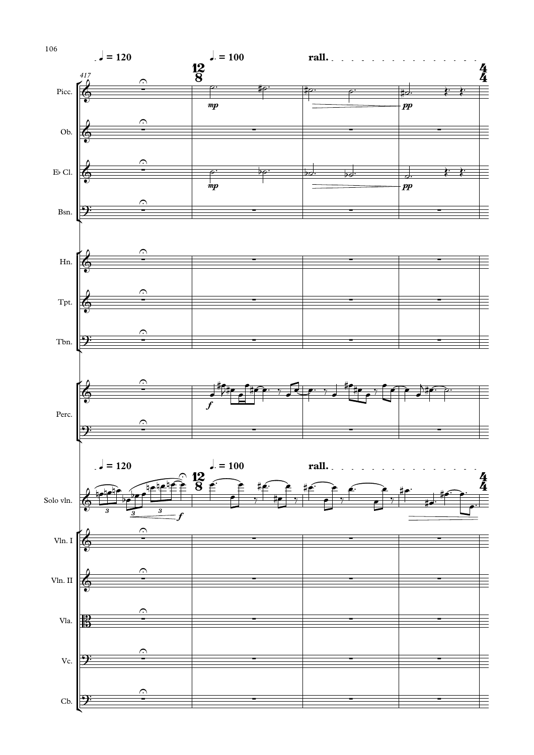♩ = 120 ♩. = 100 rall.

417

12/8 4/4

Picc.

Ob.

E♭ Cl.

Bsn.

Hn.

Tpt.

Tbn.

Perc.

Solo vln.

Vln. I

Vln. II

Vla.

Vc.

Cb.

*mp* *pp* *f*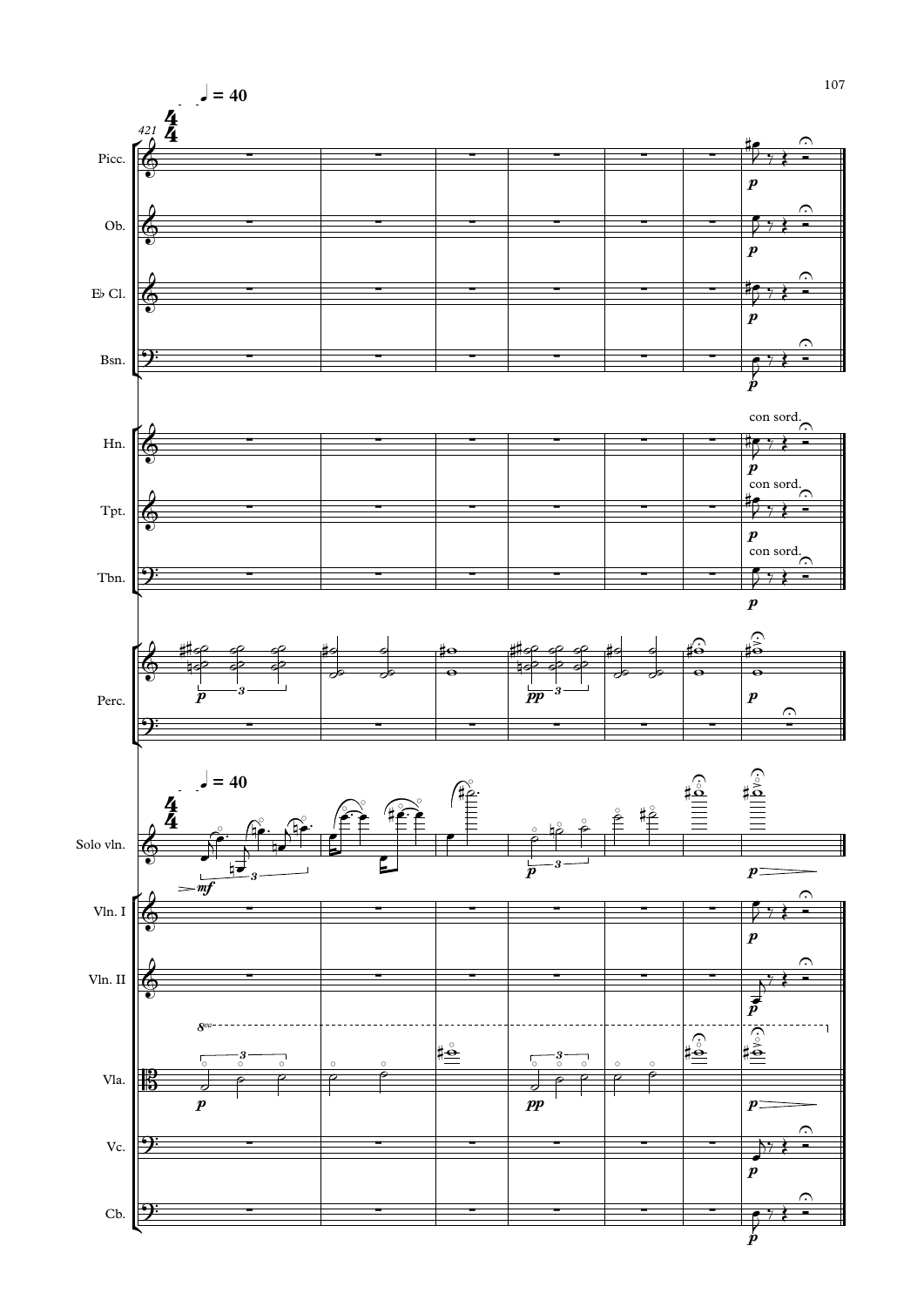♩ = 40

421

Picc.

Ob.

E♭ Cl.

Bsn.

Hn.

Tpt.

Tbn.

Perc.

Solo vln.

Vln. I

Vln. II

Vla.

Vc.

Cb.

con sord.

con sord.

con sord.

*p*

*pp*

*mf*

8va